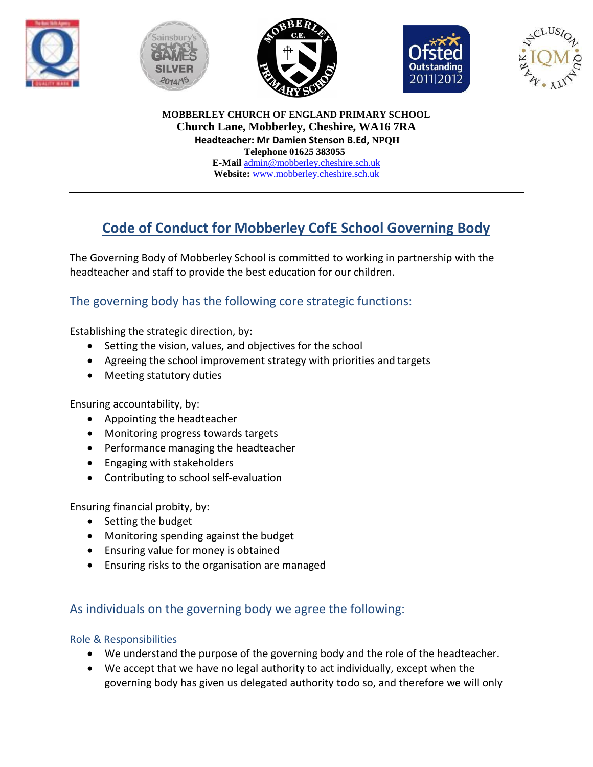**MOBBERLEY CHURCH OF ENGLAND PRIMARY SCHOOL**
**Church Lane, Mobberley, Cheshire, WA16 7RA**
**Headteacher: Mr Damien Stenson B.Ed, NPQH**
**Telephone 01625 383055**
**E-Mail** admin@mobberley.cheshire.sch.uk
**Website:** www.mobberley.cheshire.sch.uk

---

# Code of Conduct for Mobberley CofE School Governing Body

The Governing Body of Mobberley School is committed to working in partnership with the headteacher and staff to provide the best education for our children.

## The governing body has the following core strategic functions:

Establishing the strategic direction, by:

- Setting the vision, values, and objectives for the school
- Agreeing the school improvement strategy with priorities and targets
- Meeting statutory duties

Ensuring accountability, by:

- Appointing the headteacher
- Monitoring progress towards targets
- Performance managing the headteacher
- Engaging with stakeholders
- Contributing to school self-evaluation

Ensuring financial probity, by:

- Setting the budget
- Monitoring spending against the budget
- Ensuring value for money is obtained
- Ensuring risks to the organisation are managed

## As individuals on the governing body we agree the following:

### Role & Responsibilities

- We understand the purpose of the governing body and the role of the headteacher.
- We accept that we have no legal authority to act individually, except when the governing body has given us delegated authority todo so, and therefore we will only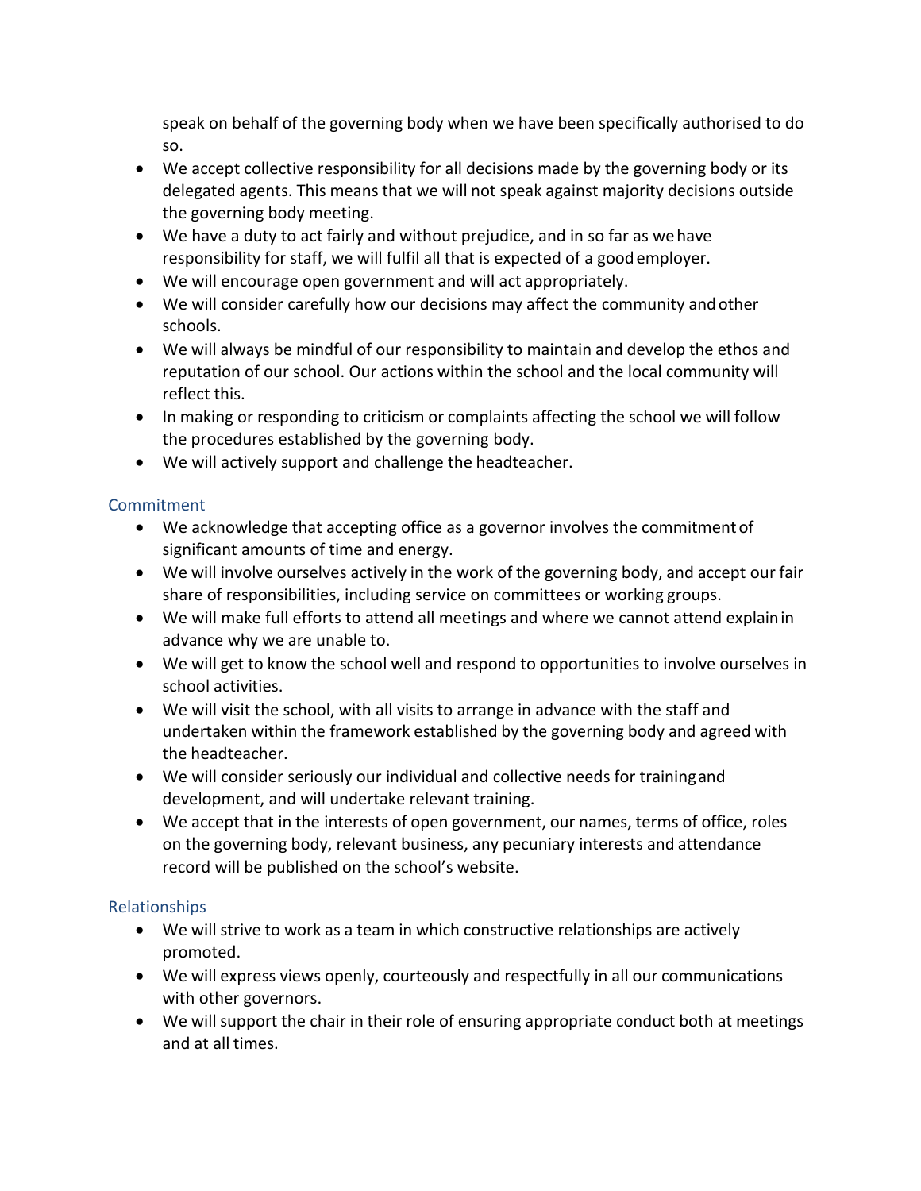speak on behalf of the governing body when we have been specifically authorised to do so.

- We accept collective responsibility for all decisions made by the governing body or its delegated agents. This means that we will not speak against majority decisions outside the governing body meeting.
- We have a duty to act fairly and without prejudice, and in so far as we have responsibility for staff, we will fulfil all that is expected of a good employer.
- We will encourage open government and will act appropriately.
- We will consider carefully how our decisions may affect the community and other schools.
- We will always be mindful of our responsibility to maintain and develop the ethos and reputation of our school. Our actions within the school and the local community will reflect this.
- In making or responding to criticism or complaints affecting the school we will follow the procedures established by the governing body.
- We will actively support and challenge the headteacher.

### Commitment

- We acknowledge that accepting office as a governor involves the commitment of significant amounts of time and energy.
- We will involve ourselves actively in the work of the governing body, and accept our fair share of responsibilities, including service on committees or working groups.
- We will make full efforts to attend all meetings and where we cannot attend explain in advance why we are unable to.
- We will get to know the school well and respond to opportunities to involve ourselves in school activities.
- We will visit the school, with all visits to arrange in advance with the staff and undertaken within the framework established by the governing body and agreed with the headteacher.
- We will consider seriously our individual and collective needs for training and development, and will undertake relevant training.
- We accept that in the interests of open government, our names, terms of office, roles on the governing body, relevant business, any pecuniary interests and attendance record will be published on the school's website.

### Relationships

- We will strive to work as a team in which constructive relationships are actively promoted.
- We will express views openly, courteously and respectfully in all our communications with other governors.
- We will support the chair in their role of ensuring appropriate conduct both at meetings and at all times.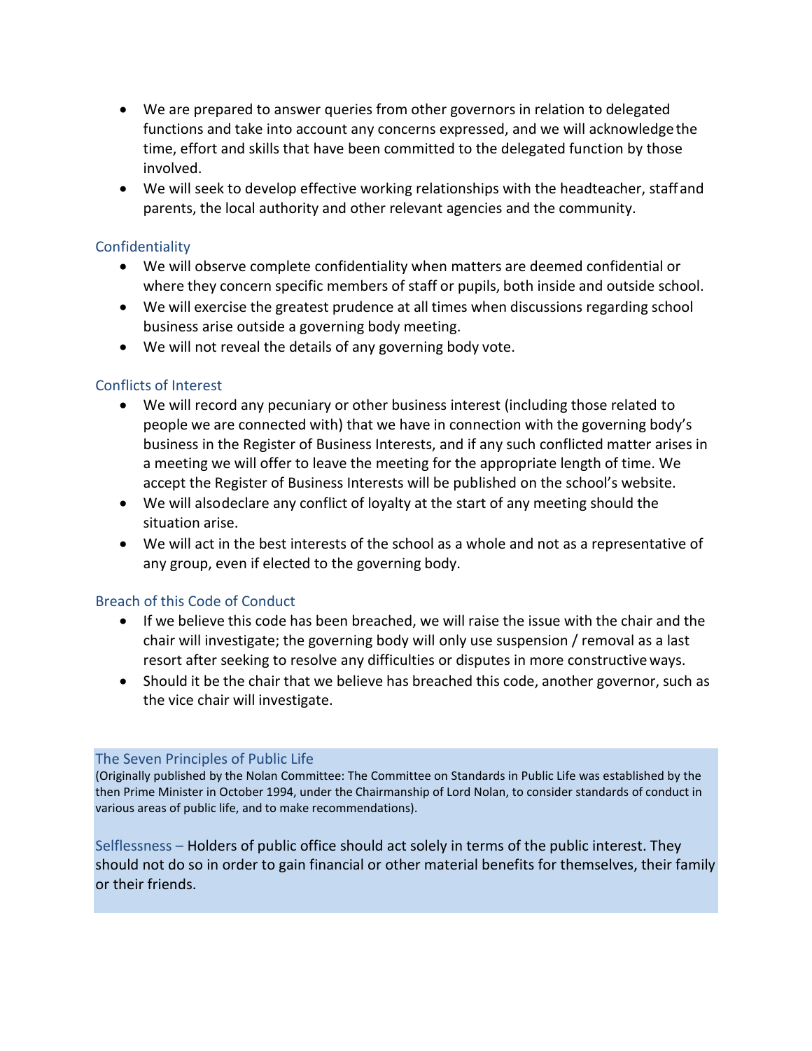- We are prepared to answer queries from other governors in relation to delegated functions and take into account any concerns expressed, and we will acknowledge the time, effort and skills that have been committed to the delegated function by those involved.
- We will seek to develop effective working relationships with the headteacher, staff and parents, the local authority and other relevant agencies and the community.

## Confidentiality

- We will observe complete confidentiality when matters are deemed confidential or where they concern specific members of staff or pupils, both inside and outside school.
- We will exercise the greatest prudence at all times when discussions regarding school business arise outside a governing body meeting.
- We will not reveal the details of any governing body vote.

## Conflicts of Interest

- We will record any pecuniary or other business interest (including those related to people we are connected with) that we have in connection with the governing body's business in the Register of Business Interests, and if any such conflicted matter arises in a meeting we will offer to leave the meeting for the appropriate length of time. We accept the Register of Business Interests will be published on the school's website.
- We will alsodeclare any conflict of loyalty at the start of any meeting should the situation arise.
- We will act in the best interests of the school as a whole and not as a representative of any group, even if elected to the governing body.

## Breach of this Code of Conduct

- If we believe this code has been breached, we will raise the issue with the chair and the chair will investigate; the governing body will only use suspension / removal as a last resort after seeking to resolve any difficulties or disputes in more constructive ways.
- Should it be the chair that we believe has breached this code, another governor, such as the vice chair will investigate.

## The Seven Principles of Public Life

(Originally published by the Nolan Committee: The Committee on Standards in Public Life was established by the then Prime Minister in October 1994, under the Chairmanship of Lord Nolan, to consider standards of conduct in various areas of public life, and to make recommendations).

Selflessness – Holders of public office should act solely in terms of the public interest. They should not do so in order to gain financial or other material benefits for themselves, their family or their friends.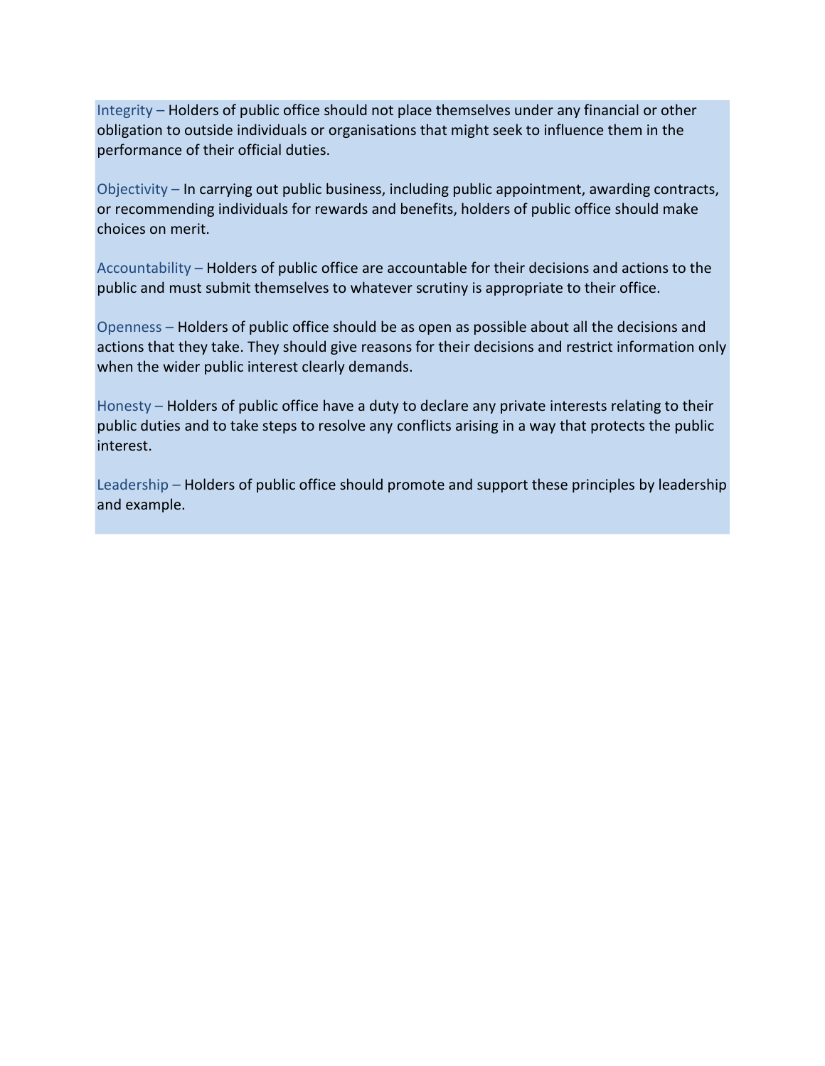Integrity – Holders of public office should not place themselves under any financial or other obligation to outside individuals or organisations that might seek to influence them in the performance of their official duties.

Objectivity – In carrying out public business, including public appointment, awarding contracts, or recommending individuals for rewards and benefits, holders of public office should make choices on merit.

Accountability – Holders of public office are accountable for their decisions and actions to the public and must submit themselves to whatever scrutiny is appropriate to their office.

Openness – Holders of public office should be as open as possible about all the decisions and actions that they take. They should give reasons for their decisions and restrict information only when the wider public interest clearly demands.

Honesty – Holders of public office have a duty to declare any private interests relating to their public duties and to take steps to resolve any conflicts arising in a way that protects the public interest.

Leadership – Holders of public office should promote and support these principles by leadership and example.